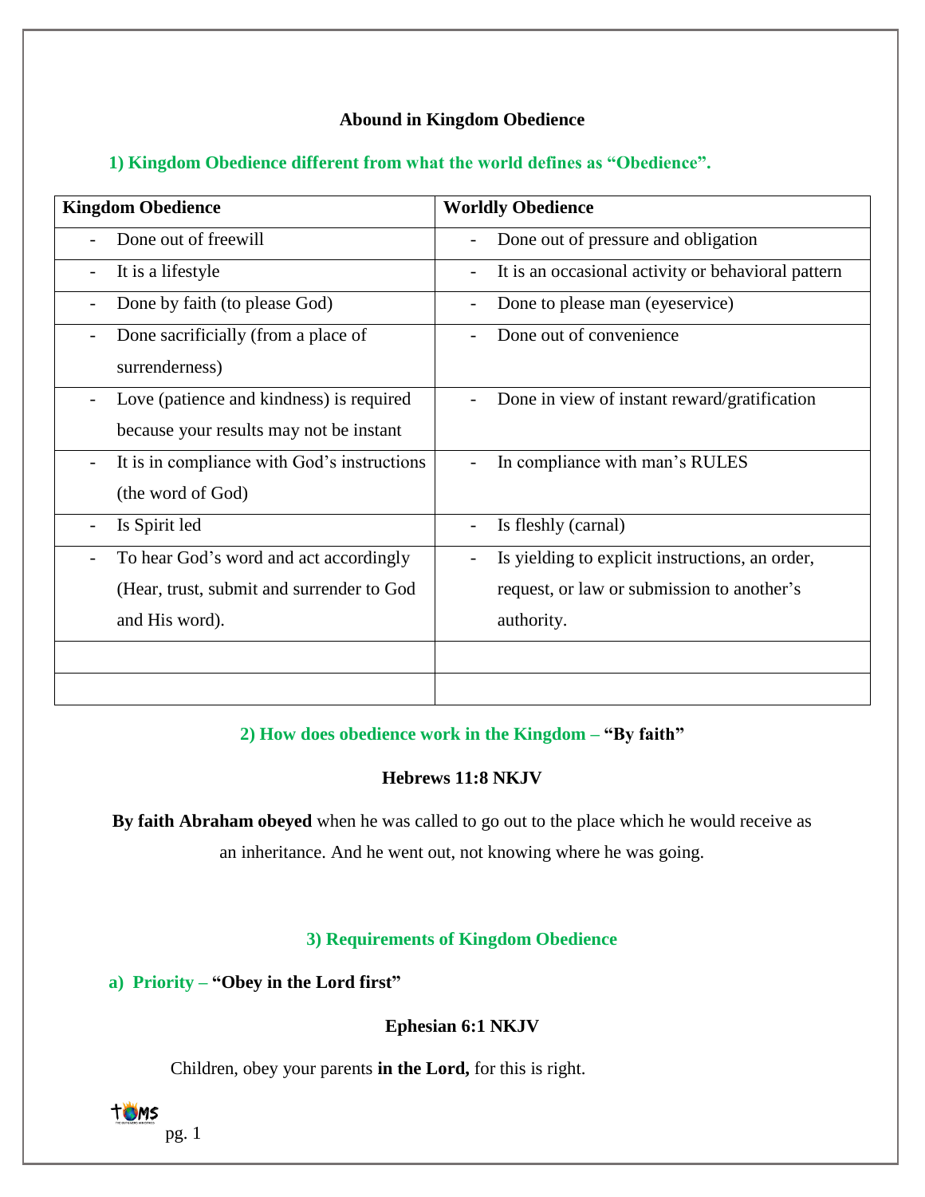# Abound in Kingdom Obedience

## 1) Kingdom Obedience different from what the world defines as "Obedience".

| Kingdom Obedience | Worldly Obedience |
|---|---|
| - Done out of freewill | - Done out of pressure and obligation |
| - It is a lifestyle | - It is an occasional activity or behavioral pattern |
| - Done by faith (to please God) | - Done to please man (eyeservice) |
| - Done sacrificially (from a place of surrenderness) | - Done out of convenience |
| - Love (patience and kindness) is required because your results may not be instant | - Done in view of instant reward/gratification |
| - It is in compliance with God's instructions (the word of God) | - In compliance with man's RULES |
| - Is Spirit led | - Is fleshly (carnal) |
| - To hear God's word and act accordingly (Hear, trust, submit and surrender to God and His word). | - Is yielding to explicit instructions, an order, request, or law or submission to another's authority. |
| | |
| | |

## 2) How does obedience work in the Kingdom – **"By faith"**

**Hebrews 11:8 NKJV**

**By faith Abraham obeyed** when he was called to go out to the place which he would receive as an inheritance. And he went out, not knowing where he was going.

## 3) Requirements of Kingdom Obedience

### a) Priority – **"Obey in the Lord first"**

**Ephesian 6:1 NKJV**

Children, obey your parents **in the Lord,** for this is right.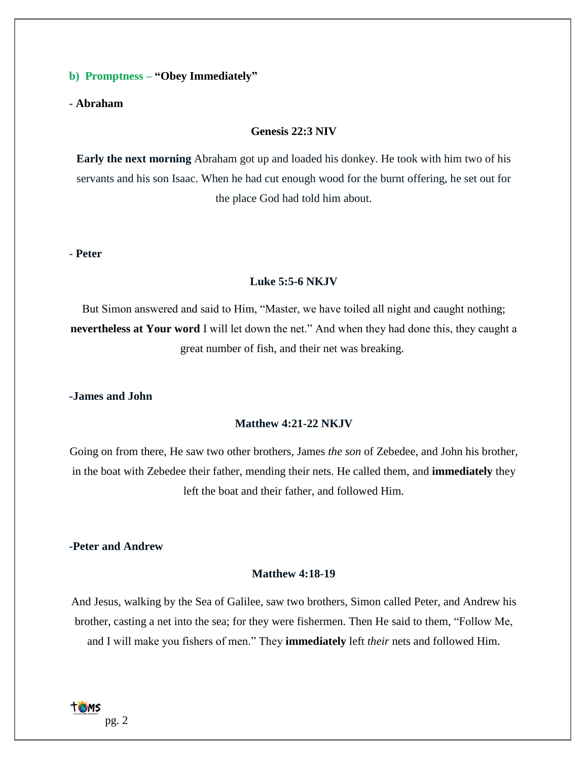**b) Promptness – "Obey Immediately"**

- **Abraham**

**Genesis 22:3 NIV**

**Early the next morning** Abraham got up and loaded his donkey. He took with him two of his servants and his son Isaac. When he had cut enough wood for the burnt offering, he set out for the place God had told him about.

- **Peter**

**Luke 5:5-6 NKJV**

But Simon answered and said to Him, "Master, we have toiled all night and caught nothing; **nevertheless at Your word** I will let down the net." And when they had done this, they caught a great number of fish, and their net was breaking.

**-James and John**

**Matthew 4:21-22 NKJV**

Going on from there, He saw two other brothers, James *the son* of Zebedee, and John his brother, in the boat with Zebedee their father, mending their nets. He called them, and **immediately** they left the boat and their father, and followed Him.

**-Peter and Andrew**

**Matthew 4:18-19**

And Jesus, walking by the Sea of Galilee, saw two brothers, Simon called Peter, and Andrew his brother, casting a net into the sea; for they were fishermen. Then He said to them, "Follow Me, and I will make you fishers of men." They **immediately** left *their* nets and followed Him.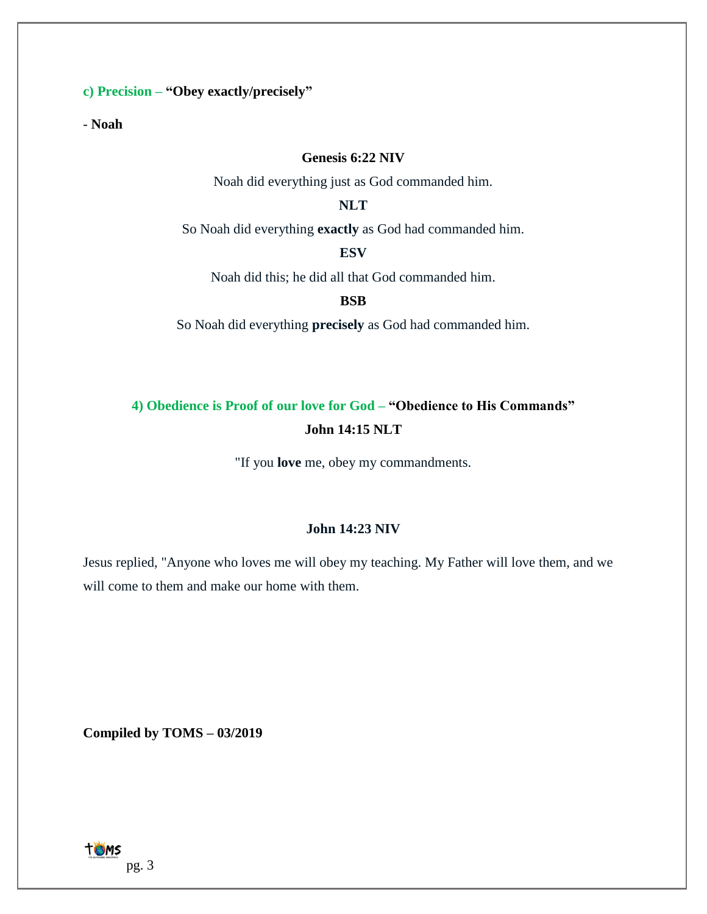**c) Precision – "Obey exactly/precisely"**

- **Noah**

**Genesis 6:22 NIV**

Noah did everything just as God commanded him.

**NLT**

So Noah did everything **exactly** as God had commanded him.

**ESV**

Noah did this; he did all that God commanded him.

**BSB**

So Noah did everything **precisely** as God had commanded him.

**4) Obedience is Proof of our love for God – "Obedience to His Commands"**

**John 14:15 NLT**

"If you **love** me, obey my commandments.

**John 14:23 NIV**

Jesus replied, "Anyone who loves me will obey my teaching. My Father will love them, and we will come to them and make our home with them.

**Compiled by TOMS – 03/2019**